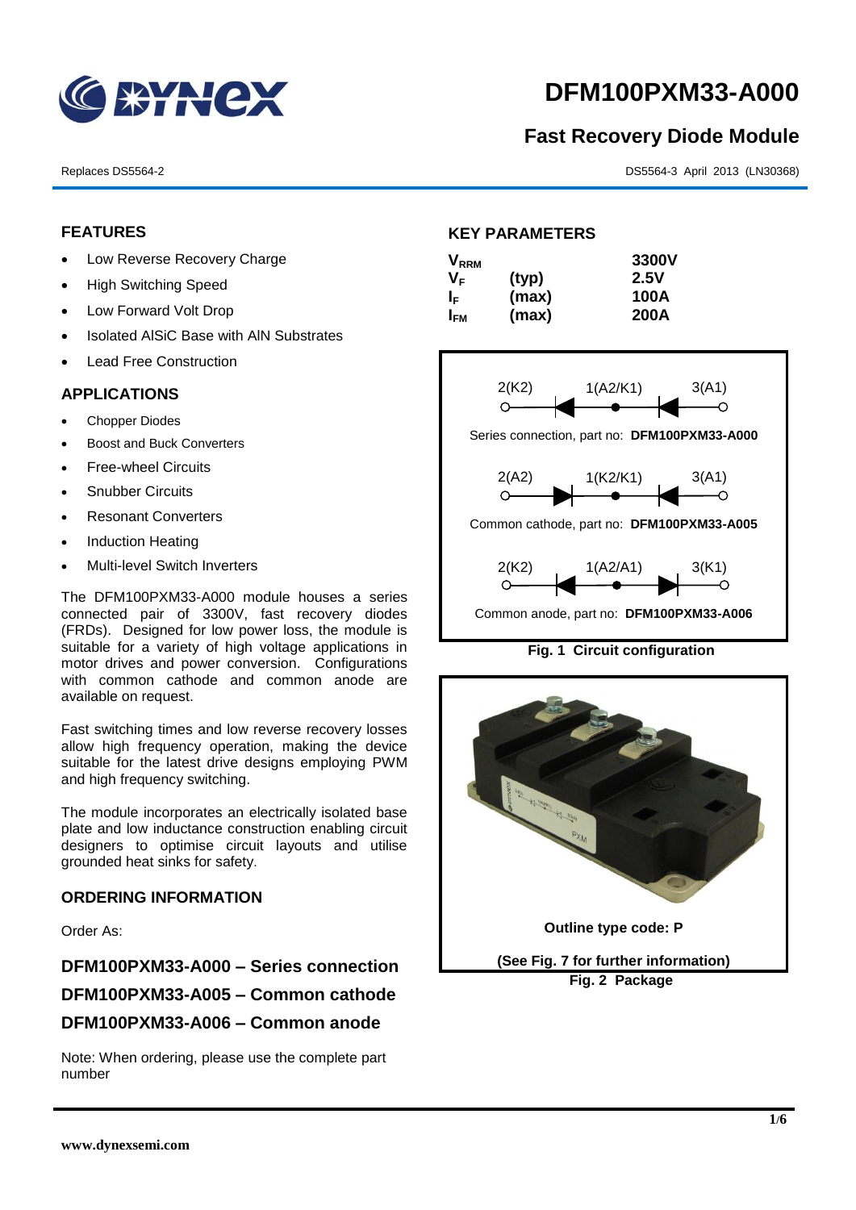# DFM100PXM33-A000

## Fast Recovery Diode Module

Replaces DS5564-2

DS5564-3 April 2013 (LN30368)

## FEATURES

- Low Reverse Recovery Charge
- High Switching Speed
- Low Forward Volt Drop
- Isolated AlSiC Base with AlN Substrates
- Lead Free Construction

## APPLICATIONS

- Chopper Diodes
- Boost and Buck Converters
- Free-wheel Circuits
- Snubber Circuits
- Resonant Converters
- Induction Heating
- Multi-level Switch Inverters

The DFM100PXM33-A000 module houses a series connected pair of 3300V, fast recovery diodes (FRDs). Designed for low power loss, the module is suitable for a variety of high voltage applications in motor drives and power conversion. Configurations with common cathode and common anode are available on request.

Fast switching times and low reverse recovery losses allow high frequency operation, making the device suitable for the latest drive designs employing PWM and high frequency switching.

The module incorporates an electrically isolated base plate and low inductance construction enabling circuit designers to optimise circuit layouts and utilise grounded heat sinks for safety.

## ORDERING INFORMATION

Order As:

**DFM100PXM33-A000 – Series connection**
**DFM100PXM33-A005 – Common cathode**
**DFM100PXM33-A006 – Common anode**

Note: When ordering, please use the complete part number

## KEY PARAMETERS

| | | |
|---|---|---|
| $V_{RRM}$ | | 3300V |
| $V_F$ | (typ) | 2.5V |
| $I_F$ | (max) | 100A |
| $I_{FM}$ | (max) | 200A |

2(K2) 1(A2/K1) 3(A1)

Series connection, part no: **DFM100PXM33-A000**

2(A2) 1(K2/K1) 3(A1)

Common cathode, part no: **DFM100PXM33-A005**

2(K2) 1(A2/A1) 3(K1)

Common anode, part no: **DFM100PXM33-A006**

**Fig. 1 Circuit configuration**

**Outline type code: P**

**(See Fig. 7 for further information)**

**Fig. 2 Package**

www.dynexsemi.com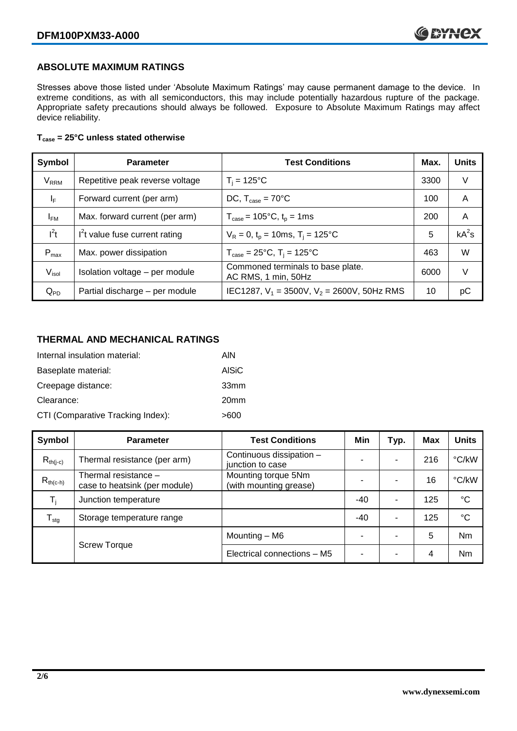## ABSOLUTE MAXIMUM RATINGS

Stresses above those listed under 'Absolute Maximum Ratings' may cause permanent damage to the device. In extreme conditions, as with all semiconductors, this may include potentially hazardous rupture of the package. Appropriate safety precautions should always be followed. Exposure to Absolute Maximum Ratings may affect device reliability.

**$T_{case}$ = 25°C unless stated otherwise**

| Symbol | Parameter | Test Conditions | Max. | Units |
|---|---|---|---|---|
| $V_{RRM}$ | Repetitive peak reverse voltage | $T_j$ = 125°C | 3300 | V |
| $I_F$ | Forward current (per arm) | DC, $T_{case}$ = 70°C | 100 | A |
| $I_{FM}$ | Max. forward current (per arm) | $T_{case}$ = 105°C, $t_p$ = 1ms | 200 | A |
| $I^2t$ | $I^2t$ value fuse current rating | $V_R$ = 0, $t_p$ = 10ms, $T_j$ = 125°C | 5 | $kA^2s$ |
| $P_{max}$ | Max. power dissipation | $T_{case}$ = 25°C, $T_j$ = 125°C | 463 | W |
| $V_{isol}$ | Isolation voltage – per module | Commoned terminals to base plate. AC RMS, 1 min, 50Hz | 6000 | V |
| $Q_{PD}$ | Partial discharge – per module | IEC1287, $V_1$ = 3500V, $V_2$ = 2600V, 50Hz RMS | 10 | pC |

## THERMAL AND MECHANICAL RATINGS

Internal insulation material: AlN

Baseplate material: AlSiC

Creepage distance: 33mm

Clearance: 20mm

CTI (Comparative Tracking Index): >600

| Symbol | Parameter | Test Conditions | Min | Typ. | Max | Units |
|---|---|---|---|---|---|---|
| $R_{th(j-c)}$ | Thermal resistance (per arm) | Continuous dissipation – junction to case | - | - | 216 | °C/kW |
| $R_{th(c-h)}$ | Thermal resistance – case to heatsink (per module) | Mounting torque 5Nm (with mounting grease) | - | - | 16 | °C/kW |
| $T_j$ | Junction temperature | | -40 | - | 125 | °C |
| $T_{stg}$ | Storage temperature range | | -40 | - | 125 | °C |
| | Screw Torque | Mounting – M6 | - | - | 5 | Nm |
| | | Electrical connections – M5 | - | - | 4 | Nm |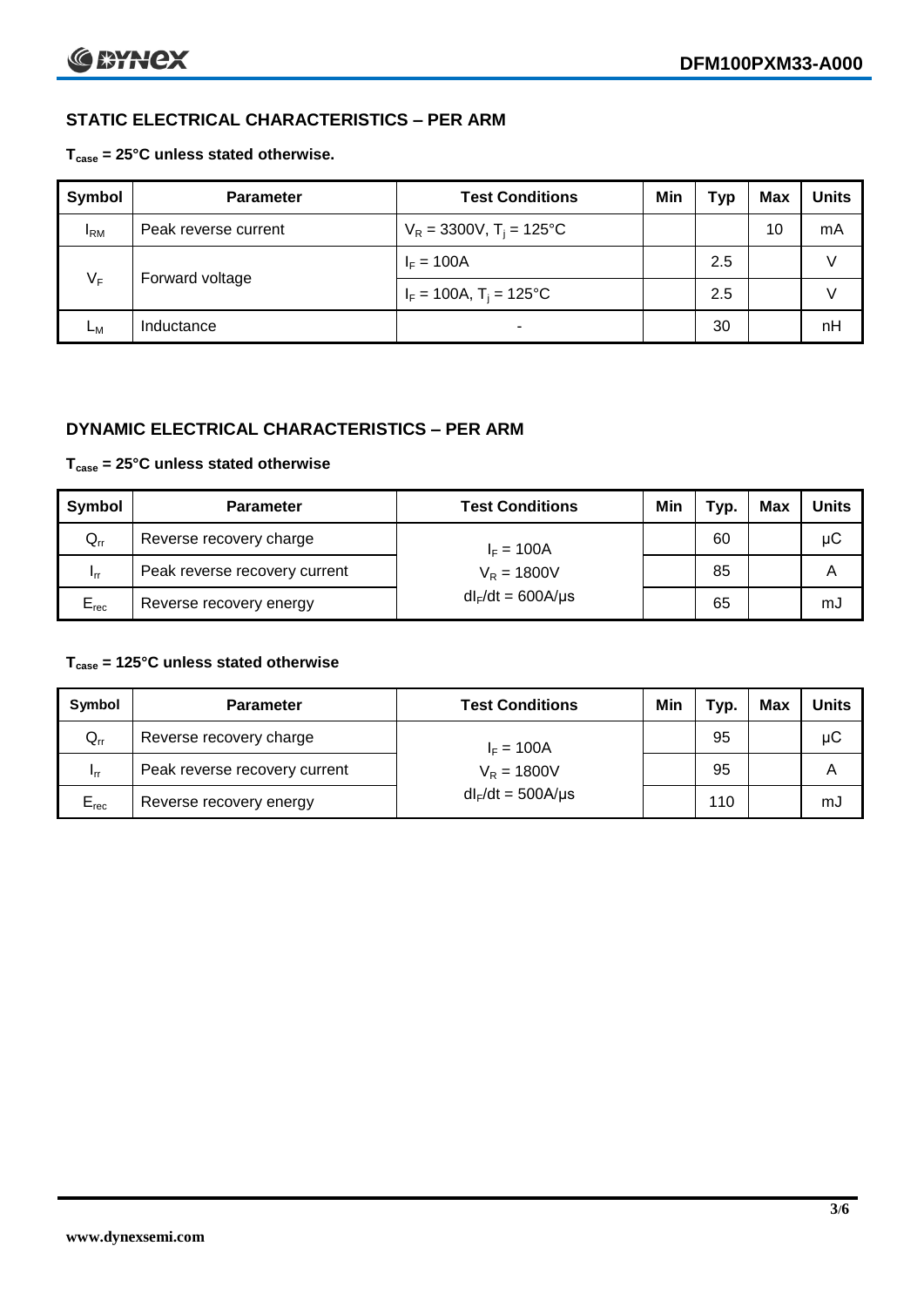## STATIC ELECTRICAL CHARACTERISTICS – PER ARM

**$T_{case}$ = 25°C unless stated otherwise.**

| Symbol | Parameter | Test Conditions | Min | Typ | Max | Units |
|---|---|---|---|---|---|---|
| $I_{RM}$ | Peak reverse current | $V_R$ = 3300V, $T_j$ = 125°C | | | 10 | mA |
| $V_F$ | Forward voltage | $I_F$ = 100A | | 2.5 | | V |
| | | $I_F$ = 100A, $T_j$ = 125°C | | 2.5 | | V |
| $L_M$ | Inductance | - | | 30 | | nH |

## DYNAMIC ELECTRICAL CHARACTERISTICS – PER ARM

**$T_{case}$ = 25°C unless stated otherwise**

| Symbol | Parameter | Test Conditions | Min | Typ. | Max | Units |
|---|---|---|---|---|---|---|
| $Q_{rr}$ | Reverse recovery charge | $I_F$ = 100A | | 60 | | µC |
| $I_{rr}$ | Peak reverse recovery current | $V_R$ = 1800V | | 85 | | A |
| $E_{rec}$ | Reverse recovery energy | $dI_F/dt$ = 600A/µs | | 65 | | mJ |

**$T_{case}$ = 125°C unless stated otherwise**

| Symbol | Parameter | Test Conditions | Min | Typ. | Max | Units |
|---|---|---|---|---|---|---|
| $Q_{rr}$ | Reverse recovery charge | $I_F$ = 100A | | 95 | | µC |
| $I_{rr}$ | Peak reverse recovery current | $V_R$ = 1800V | | 95 | | A |
| $E_{rec}$ | Reverse recovery energy | $dI_F/dt$ = 500A/µs | | 110 | | mJ |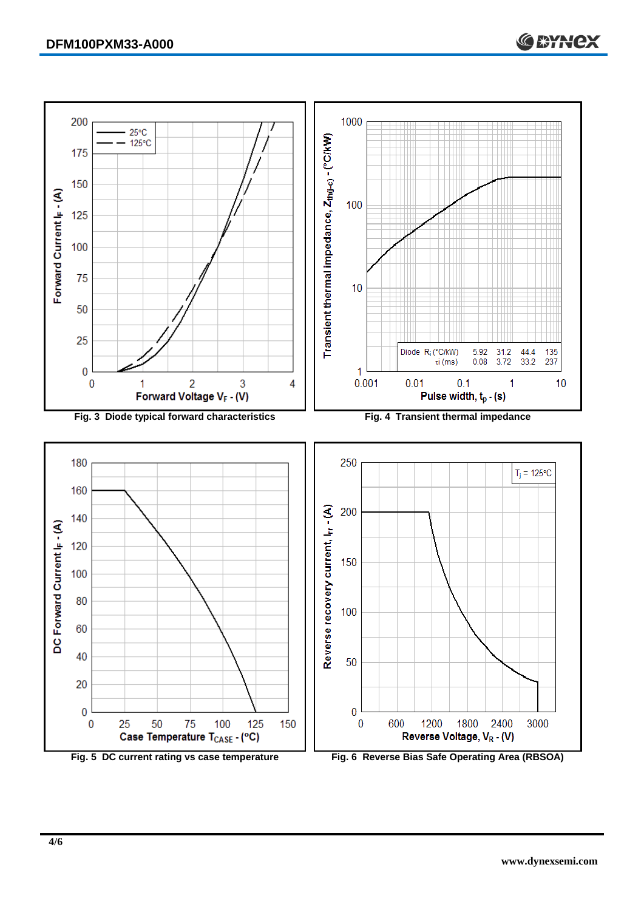Fig. 3 Diode typical forward characteristics

Fig. 4 Transient thermal impedance

| Diode | | | | | |
|---|---|---|---|---|---|
| | $R_i$ (°C/kW) | 5.92 | 31.2 | 44.4 | 135 |
| | $\tau_i$ (ms) | 0.08 | 3.72 | 33.2 | 237 |

Fig. 5 DC current rating vs case temperature

Fig. 6 Reverse Bias Safe Operating Area (RBSOA)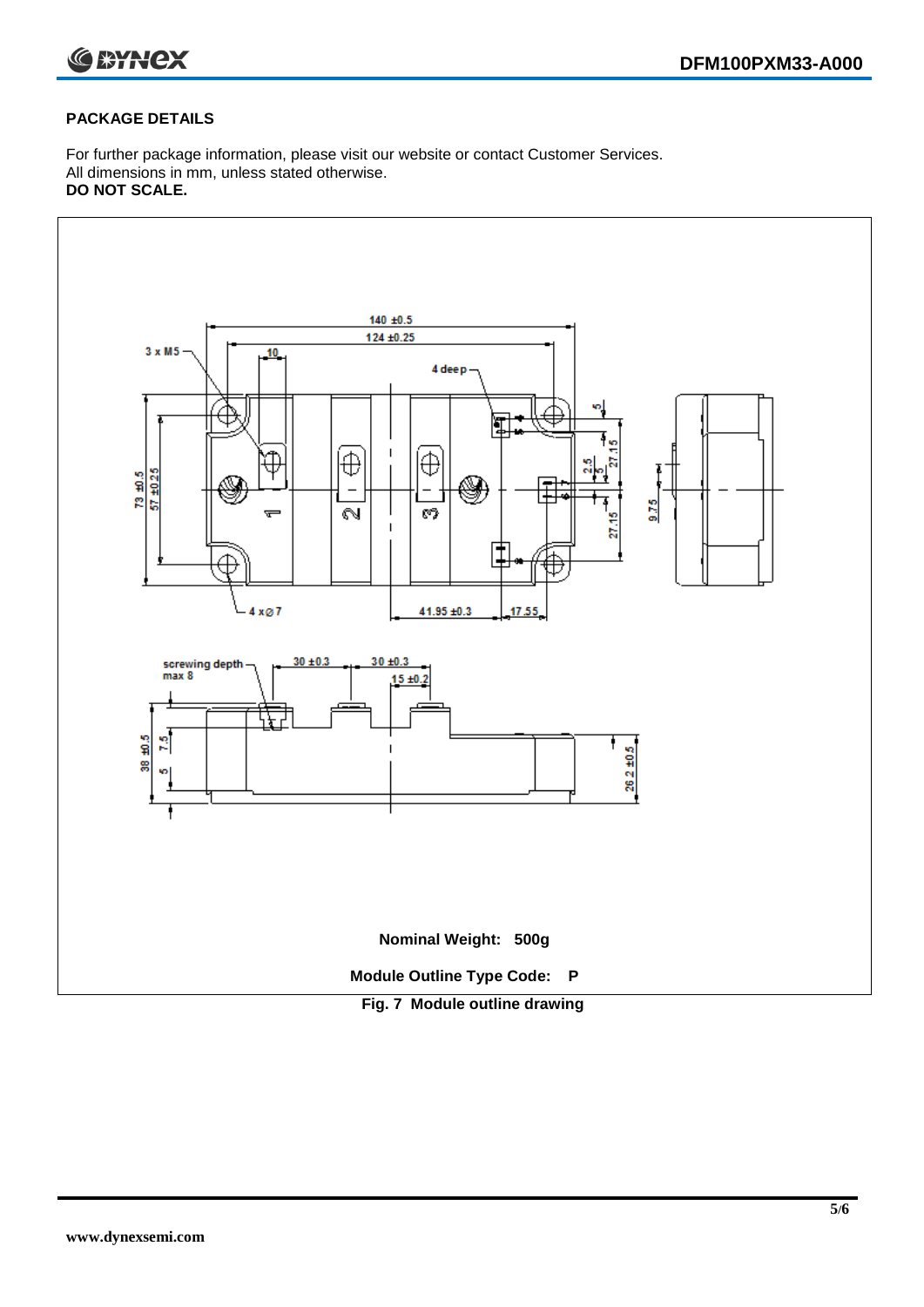## PACKAGE DETAILS

For further package information, please visit our website or contact Customer Services.
All dimensions in mm, unless stated otherwise.
**DO NOT SCALE.**

**Nominal Weight: 500g**

**Module Outline Type Code: P**

**Fig. 7 Module outline drawing**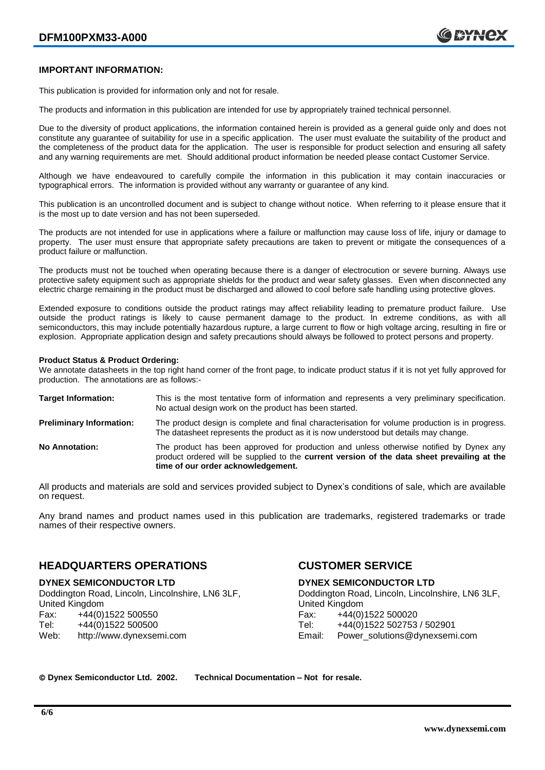**IMPORTANT INFORMATION:**

This publication is provided for information only and not for resale.

The products and information in this publication are intended for use by appropriately trained technical personnel.

Due to the diversity of product applications, the information contained herein is provided as a general guide only and does not constitute any guarantee of suitability for use in a specific application. The user must evaluate the suitability of the product and the completeness of the product data for the application. The user is responsible for product selection and ensuring all safety and any warning requirements are met. Should additional product information be needed please contact Customer Service.

Although we have endeavoured to carefully compile the information in this publication it may contain inaccuracies or typographical errors. The information is provided without any warranty or guarantee of any kind.

This publication is an uncontrolled document and is subject to change without notice. When referring to it please ensure that it is the most up to date version and has not been superseded.

The products are not intended for use in applications where a failure or malfunction may cause loss of life, injury or damage to property. The user must ensure that appropriate safety precautions are taken to prevent or mitigate the consequences of a product failure or malfunction.

The products must not be touched when operating because there is a danger of electrocution or severe burning. Always use protective safety equipment such as appropriate shields for the product and wear safety glasses. Even when disconnected any electric charge remaining in the product must be discharged and allowed to cool before safe handling using protective gloves.

Extended exposure to conditions outside the product ratings may affect reliability leading to premature product failure. Use outside the product ratings is likely to cause permanent damage to the product. In extreme conditions, as with all semiconductors, this may include potentially hazardous rupture, a large current to flow or high voltage arcing, resulting in fire or explosion. Appropriate application design and safety precautions should always be followed to protect persons and property.

**Product Status & Product Ordering:**

We annotate datasheets in the top right hand corner of the front page, to indicate product status if it is not yet fully approved for production. The annotations are as follows:-

| | |
|---|---|
| **Target Information:** | This is the most tentative form of information and represents a very preliminary specification. No actual design work on the product has been started. |
| **Preliminary Information:** | The product design is complete and final characterisation for volume production is in progress. The datasheet represents the product as it is now understood but details may change. |
| **No Annotation:** | The product has been approved for production and unless otherwise notified by Dynex any product ordered will be supplied to the **current version of the data sheet prevailing at the time of our order acknowledgement.** |

All products and materials are sold and services provided subject to Dynex's conditions of sale, which are available on request.

Any brand names and product names used in this publication are trademarks, registered trademarks or trade names of their respective owners.

## HEADQUARTERS OPERATIONS

**DYNEX SEMICONDUCTOR LTD**

Doddington Road, Lincoln, Lincolnshire, LN6 3LF,
United Kingdom
Fax: +44(0)1522 500550
Tel: +44(0)1522 500500
Web: http://www.dynexsemi.com

## CUSTOMER SERVICE

**DYNEX SEMICONDUCTOR LTD**

Doddington Road, Lincoln, Lincolnshire, LN6 3LF,
United Kingdom
Fax: +44(0)1522 500020
Tel: +44(0)1522 502753 / 502901
Email: Power_solutions@dynexsemi.com

**© Dynex Semiconductor Ltd. 2002. Technical Documentation – Not for resale.**